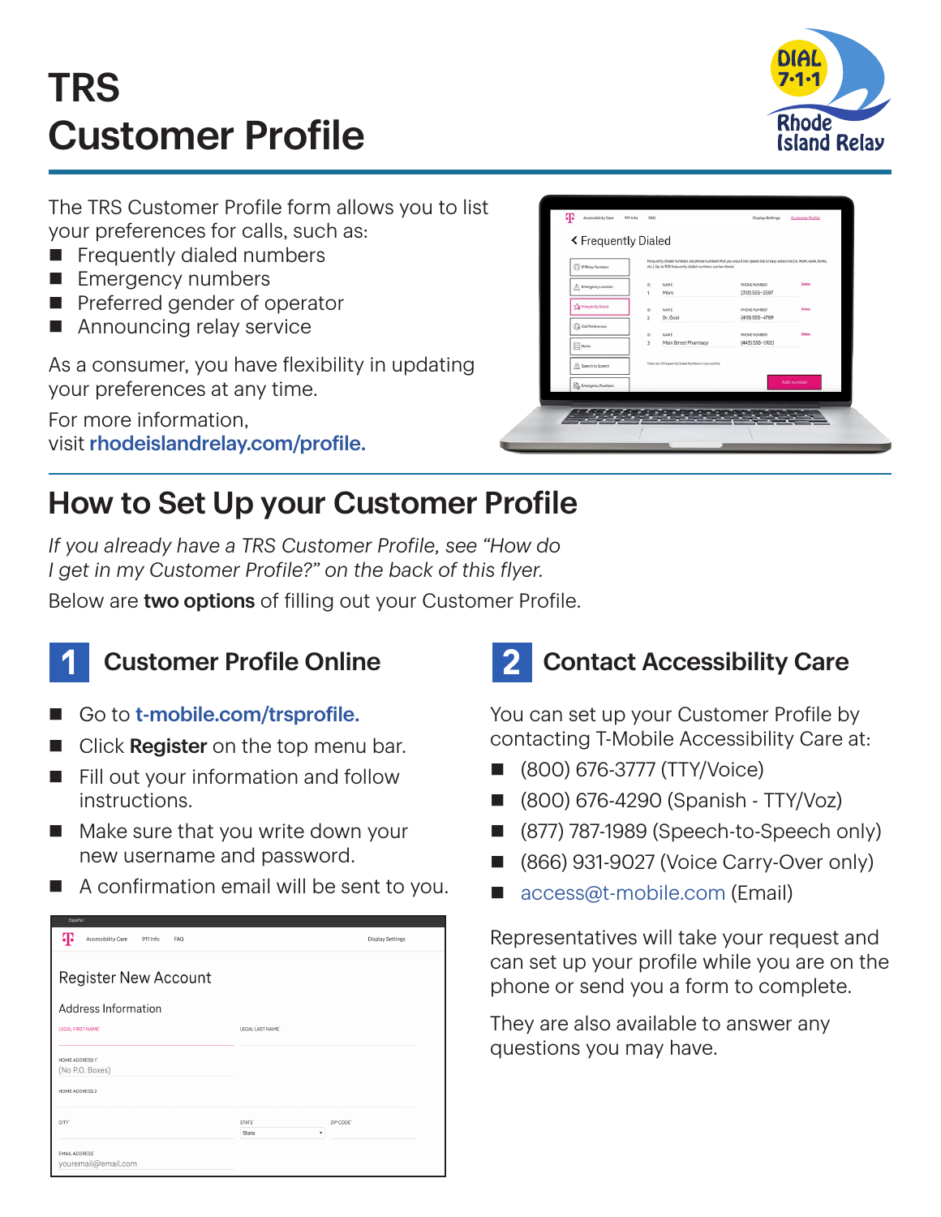# TRS Customer Profile

The TRS Customer Profile form allows you to list your preferences for calls, such as:

- Frequently dialed numbers
- Emergency numbers
- Preferred gender of operator
- Announcing relay service

As a consumer, you have flexibility in updating your preferences at any time.

For more information, visit **rhodeislandrelay.com/profile.**

## How to Set Up your Customer Profile

*If you already have a TRS Customer Profile, see "How do I get in my Customer Profile?" on the back of this flyer.*

Below are **two options** of filling out your Customer Profile.

### 1 Customer Profile Online

- Go to **t-mobile.com/trsprofile.**
- Click **Register** on the top menu bar.
- Fill out your information and follow instructions.
- Make sure that you write down your new username and password.
- A confirmation email will be sent to you.

### 2 Contact Accessibility Care

You can set up your Customer Profile by contacting T-Mobile Accessibility Care at:

- (800) 676-3777 (TTY/Voice)
- (800) 676-4290 (Spanish - TTY/Voz)
- (877) 787-1989 (Speech-to-Speech only)
- (866) 931-9027 (Voice Carry-Over only)
- access@t-mobile.com (Email)

Representatives will take your request and can set up your profile while you are on the phone or send you a form to complete.

They are also available to answer any questions you may have.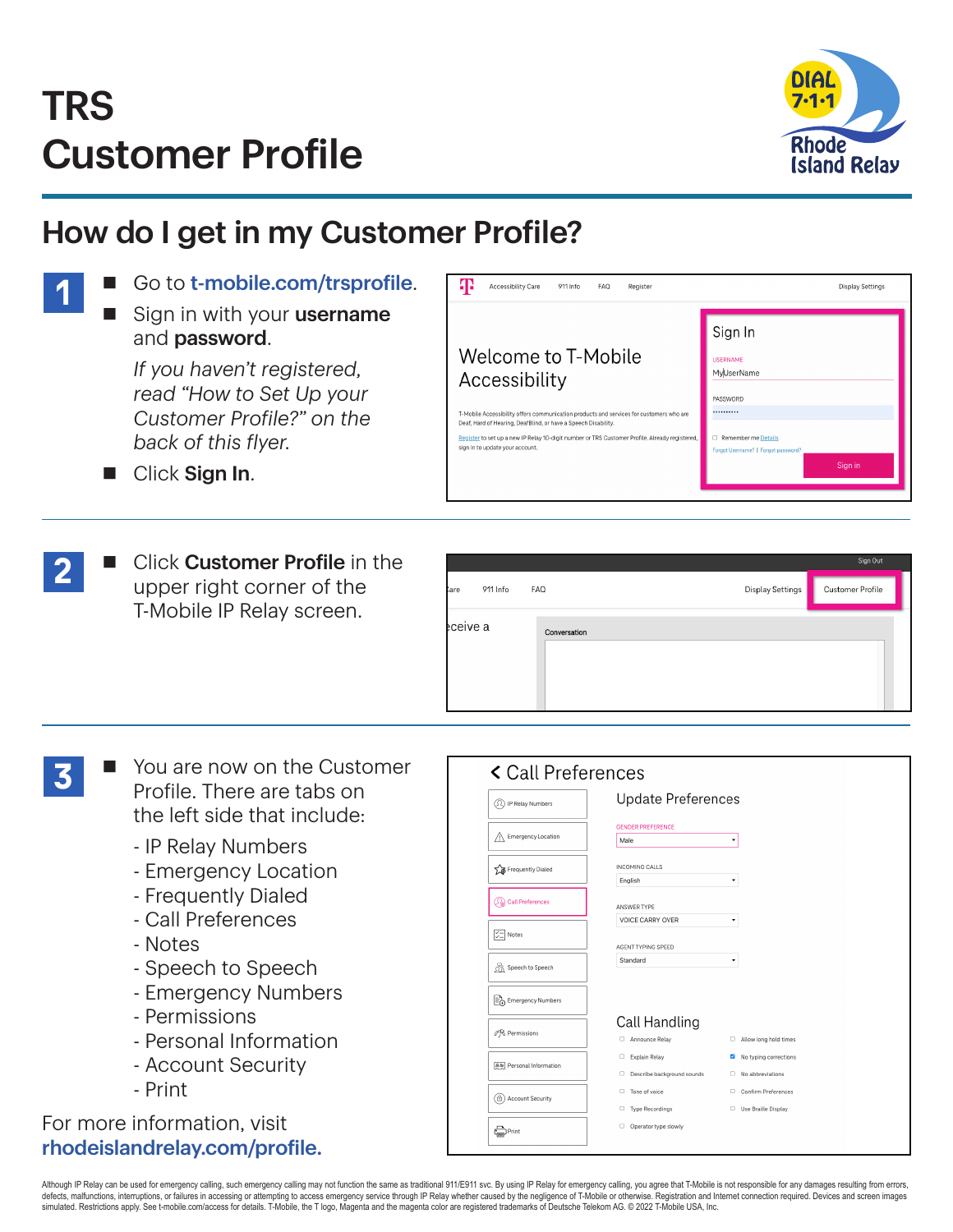# TRS Customer Profile

DIAL 7·1·1 Rhode Island Relay

## How do I get in my Customer Profile?

**1**

- Go to **t-mobile.com/trsprofile**.
- Sign in with your **username** and **password**.

  *If you haven't registered, read "How to Set Up your Customer Profile?" on the back of this flyer.*
- Click **Sign In**.

Accessibility Care 911 Info FAQ Register Display Settings

Welcome to T-Mobile Accessibility

T-Mobile Accessibility offers communication products and services for customers who are Deaf, Hard of Hearing, DeafBlind, or have a Speech Disability.

Register to set up a new IP Relay 10-digit number or TRS Customer Profile. Already registered, sign in to update your account.

Sign In

USERNAME

MyUserName

PASSWORD

Remember me Details

Forgot Username? | Forgot password?

Sign in

**2**

- Click **Customer Profile** in the upper right corner of the T-Mobile IP Relay screen.

Sign Out

911 Info FAQ Display Settings Customer Profile

Conversation

**3**

- You are now on the Customer Profile. There are tabs on the left side that include:

  - IP Relay Numbers
  - Emergency Location
  - Frequently Dialed
  - Call Preferences
  - Notes
  - Speech to Speech
  - Emergency Numbers
  - Permissions
  - Personal Information
  - Account Security
  - Print

For more information, visit **rhodeislandrelay.com/profile.**

< Call Preferences

IP Relay Numbers
Emergency Location
Frequently Dialed
Call Preferences
Notes
Speech to Speech
Emergency Numbers
Permissions
Personal Information
Account Security
Print

Update Preferences

GENDER PREFERENCE: Male

INCOMING CALLS: English

ANSWER TYPE: VOICE CARRY OVER

AGENT TYPING SPEED: Standard

Call Handling

Announce Relay
Explain Relay
Describe background sounds
Tone of voice
Type Recordings
Operator type slowly
Allow long hold times
No typing corrections
No abbreviations
Confirm Preferences
Use Braille Display

Although IP Relay can be used for emergency calling, such emergency calling may not function the same as traditional 911/E911 svc. By using IP Relay for emergency calling, you agree that T-Mobile is not responsible for any damages resulting from errors, defects, malfunctions, interruptions, or failures in accessing or attempting to access emergency service through IP Relay whether caused by the negligence of T-Mobile or otherwise. Registration and Internet connection required. Devices and screen images simulated. Restrictions apply. See t-mobile.com/access for details. T-Mobile, the T logo, Magenta and the magenta color are registered trademarks of Deutsche Telekom AG. © 2022 T-Mobile USA, Inc.